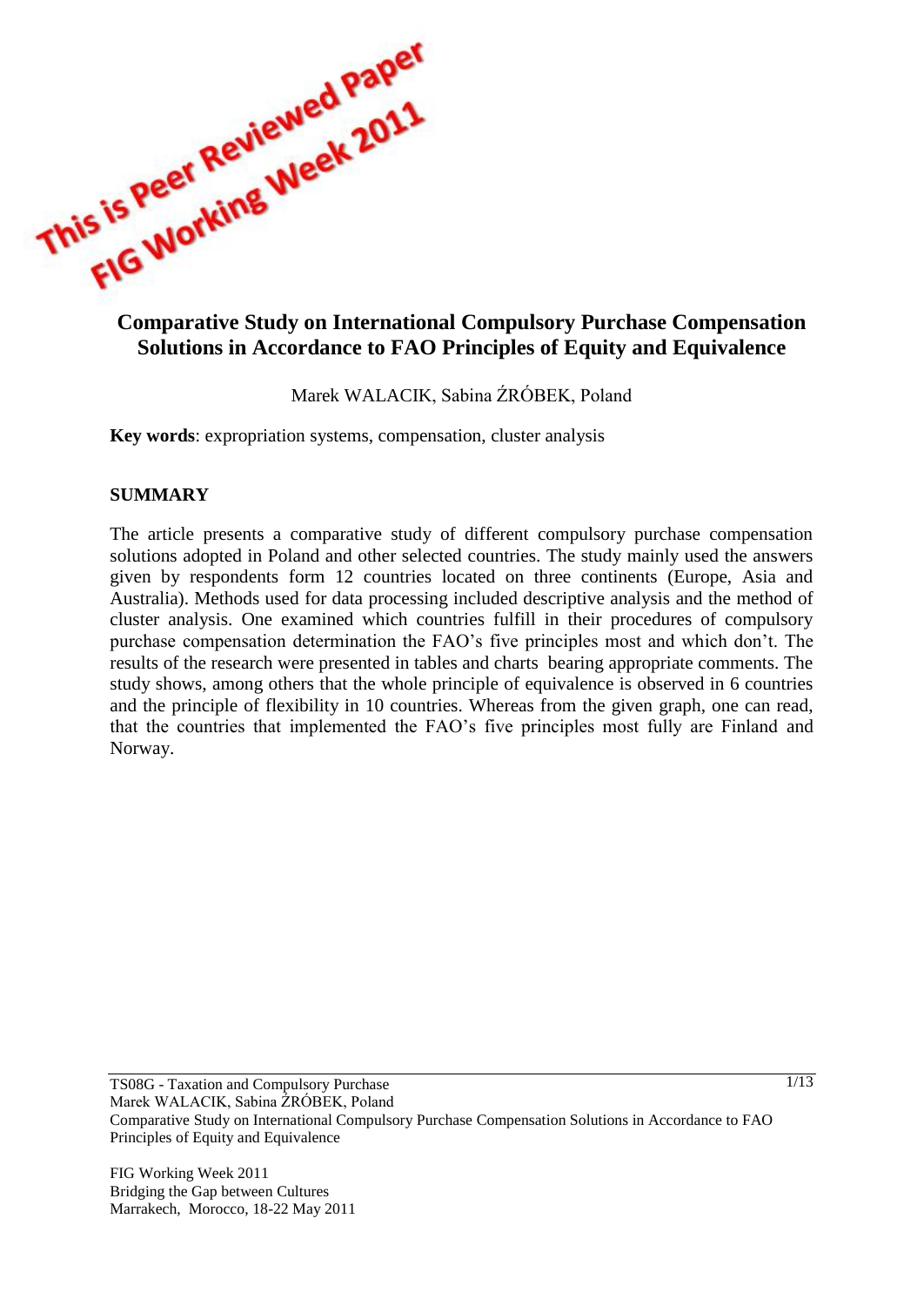This is Peer Reviewed Paper
FIG Working Week 2011

# Comparative Study on International Compulsory Purchase Compensation Solutions in Accordance to FAO Principles of Equity and Equivalence

Marek WALACIK, Sabina ŹRÓBEK, Poland

**Key words**: expropriation systems, compensation, cluster analysis

## SUMMARY

The article presents a comparative study of different compulsory purchase compensation solutions adopted in Poland and other selected countries. The study mainly used the answers given by respondents form 12 countries located on three continents (Europe, Asia and Australia). Methods used for data processing included descriptive analysis and the method of cluster analysis. One examined which countries fulfill in their procedures of compulsory purchase compensation determination the FAO's five principles most and which don't. The results of the research were presented in tables and charts bearing appropriate comments. The study shows, among others that the whole principle of equivalence is observed in 6 countries and the principle of flexibility in 10 countries. Whereas from the given graph, one can read, that the countries that implemented the FAO's five principles most fully are Finland and Norway.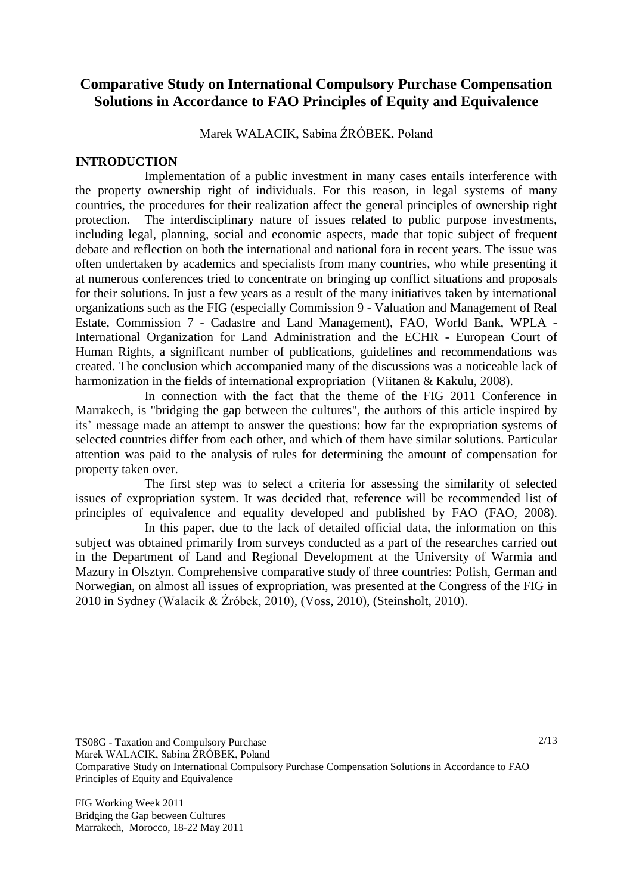# Comparative Study on International Compulsory Purchase Compensation Solutions in Accordance to FAO Principles of Equity and Equivalence

Marek WALACIK, Sabina ŹRÓBEK, Poland

## INTRODUCTION

Implementation of a public investment in many cases entails interference with the property ownership right of individuals. For this reason, in legal systems of many countries, the procedures for their realization affect the general principles of ownership right protection. The interdisciplinary nature of issues related to public purpose investments, including legal, planning, social and economic aspects, made that topic subject of frequent debate and reflection on both the international and national fora in recent years. The issue was often undertaken by academics and specialists from many countries, who while presenting it at numerous conferences tried to concentrate on bringing up conflict situations and proposals for their solutions. In just a few years as a result of the many initiatives taken by international organizations such as the FIG (especially Commission 9 - Valuation and Management of Real Estate, Commission 7 - Cadastre and Land Management), FAO, World Bank, WPLA - International Organization for Land Administration and the ECHR - European Court of Human Rights, a significant number of publications, guidelines and recommendations was created. The conclusion which accompanied many of the discussions was a noticeable lack of harmonization in the fields of international expropriation (Viitanen & Kakulu, 2008).

In connection with the fact that the theme of the FIG 2011 Conference in Marrakech, is "bridging the gap between the cultures", the authors of this article inspired by its' message made an attempt to answer the questions: how far the expropriation systems of selected countries differ from each other, and which of them have similar solutions. Particular attention was paid to the analysis of rules for determining the amount of compensation for property taken over.

The first step was to select a criteria for assessing the similarity of selected issues of expropriation system. It was decided that, reference will be recommended list of principles of equivalence and equality developed and published by FAO (FAO, 2008).

In this paper, due to the lack of detailed official data, the information on this subject was obtained primarily from surveys conducted as a part of the researches carried out in the Department of Land and Regional Development at the University of Warmia and Mazury in Olsztyn. Comprehensive comparative study of three countries: Polish, German and Norwegian, on almost all issues of expropriation, was presented at the Congress of the FIG in 2010 in Sydney (Walacik & Źróbek, 2010), (Voss, 2010), (Steinsholt, 2010).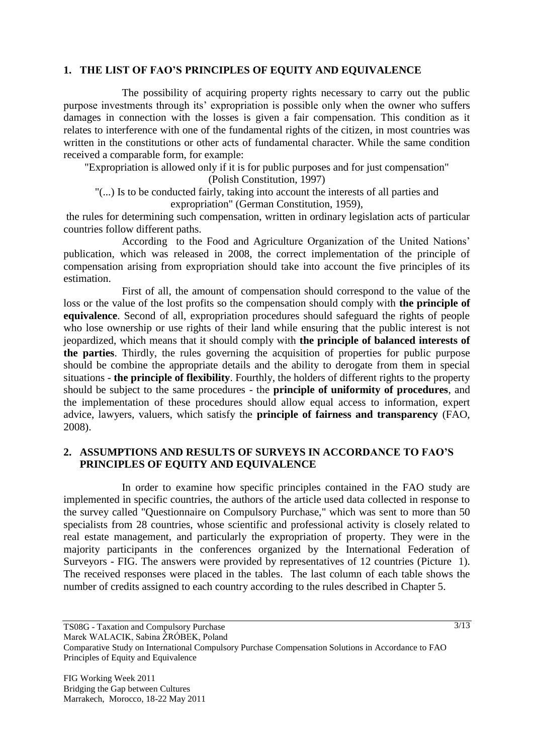## 1. THE LIST OF FAO'S PRINCIPLES OF EQUITY AND EQUIVALENCE

The possibility of acquiring property rights necessary to carry out the public purpose investments through its' expropriation is possible only when the owner who suffers damages in connection with the losses is given a fair compensation. This condition as it relates to interference with one of the fundamental rights of the citizen, in most countries was written in the constitutions or other acts of fundamental character. While the same condition received a comparable form, for example:

"Expropriation is allowed only if it is for public purposes and for just compensation" (Polish Constitution, 1997)

"(...) Is to be conducted fairly, taking into account the interests of all parties and expropriation" (German Constitution, 1959),

the rules for determining such compensation, written in ordinary legislation acts of particular countries follow different paths.

According to the Food and Agriculture Organization of the United Nations' publication, which was released in 2008, the correct implementation of the principle of compensation arising from expropriation should take into account the five principles of its estimation.

First of all, the amount of compensation should correspond to the value of the loss or the value of the lost profits so the compensation should comply with **the principle of equivalence**. Second of all, expropriation procedures should safeguard the rights of people who lose ownership or use rights of their land while ensuring that the public interest is not jeopardized, which means that it should comply with **the principle of balanced interests of the parties**. Thirdly, the rules governing the acquisition of properties for public purpose should be combine the appropriate details and the ability to derogate from them in special situations - **the principle of flexibility**. Fourthly, the holders of different rights to the property should be subject to the same procedures - the **principle of uniformity of procedures**, and the implementation of these procedures should allow equal access to information, expert advice, lawyers, valuers, which satisfy the **principle of fairness and transparency** (FAO, 2008).

## 2. ASSUMPTIONS AND RESULTS OF SURVEYS IN ACCORDANCE TO FAO'S PRINCIPLES OF EQUITY AND EQUIVALENCE

In order to examine how specific principles contained in the FAO study are implemented in specific countries, the authors of the article used data collected in response to the survey called "Questionnaire on Compulsory Purchase," which was sent to more than 50 specialists from 28 countries, whose scientific and professional activity is closely related to real estate management, and particularly the expropriation of property. They were in the majority participants in the conferences organized by the International Federation of Surveyors - FIG. The answers were provided by representatives of 12 countries (Picture 1). The received responses were placed in the tables. The last column of each table shows the number of credits assigned to each country according to the rules described in Chapter 5.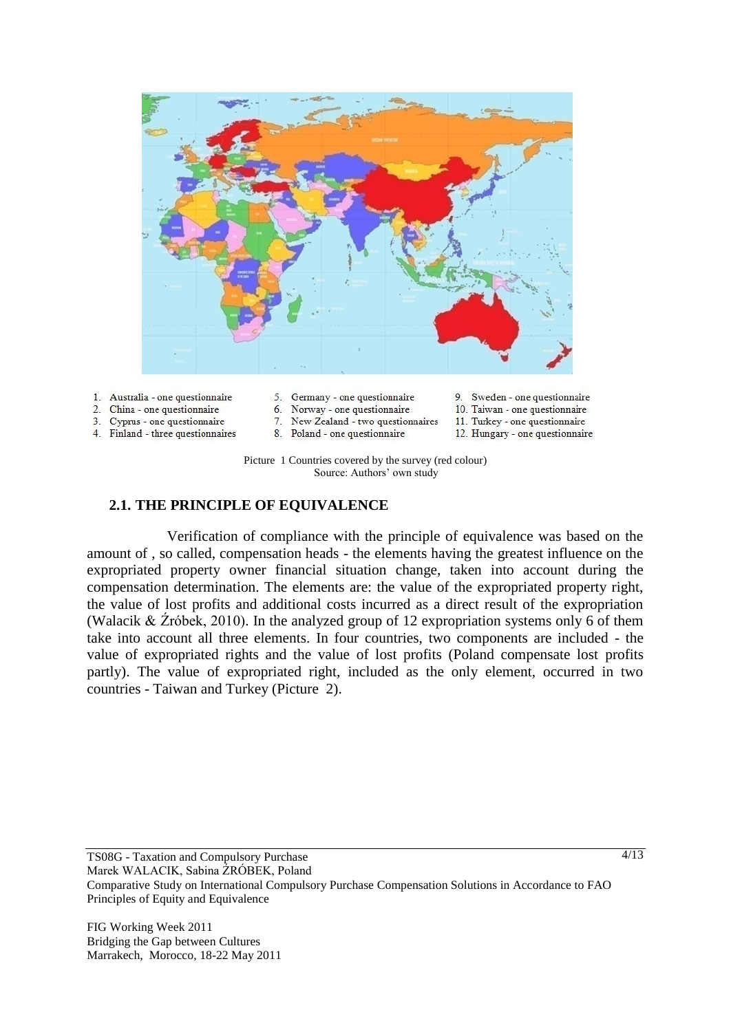1. Australia - one questionnaire
2. China - one questionnaire
3. Cyprus - one questionnaire
4. Finland - three questionnaires
5. Germany - one questionnaire
6. Norway - one questionnaire
7. New Zealand - two questionnaires
8. Poland - one questionnaire
9. Sweden - one questionnaire
10. Taiwan - one questionnaire
11. Turkey - one questionnaire
12. Hungary - one questionnaire

Picture 1 Countries covered by the survey (red colour)
Source: Authors' own study

### 2.1. THE PRINCIPLE OF EQUIVALENCE

Verification of compliance with the principle of equivalence was based on the amount of , so called, compensation heads - the elements having the greatest influence on the expropriated property owner financial situation change, taken into account during the compensation determination. The elements are: the value of the expropriated property right, the value of lost profits and additional costs incurred as a direct result of the expropriation (Walacik & Źróbek, 2010). In the analyzed group of 12 expropriation systems only 6 of them take into account all three elements. In four countries, two components are included - the value of expropriated rights and the value of lost profits (Poland compensate lost profits partly). The value of expropriated right, included as the only element, occurred in two countries - Taiwan and Turkey (Picture 2).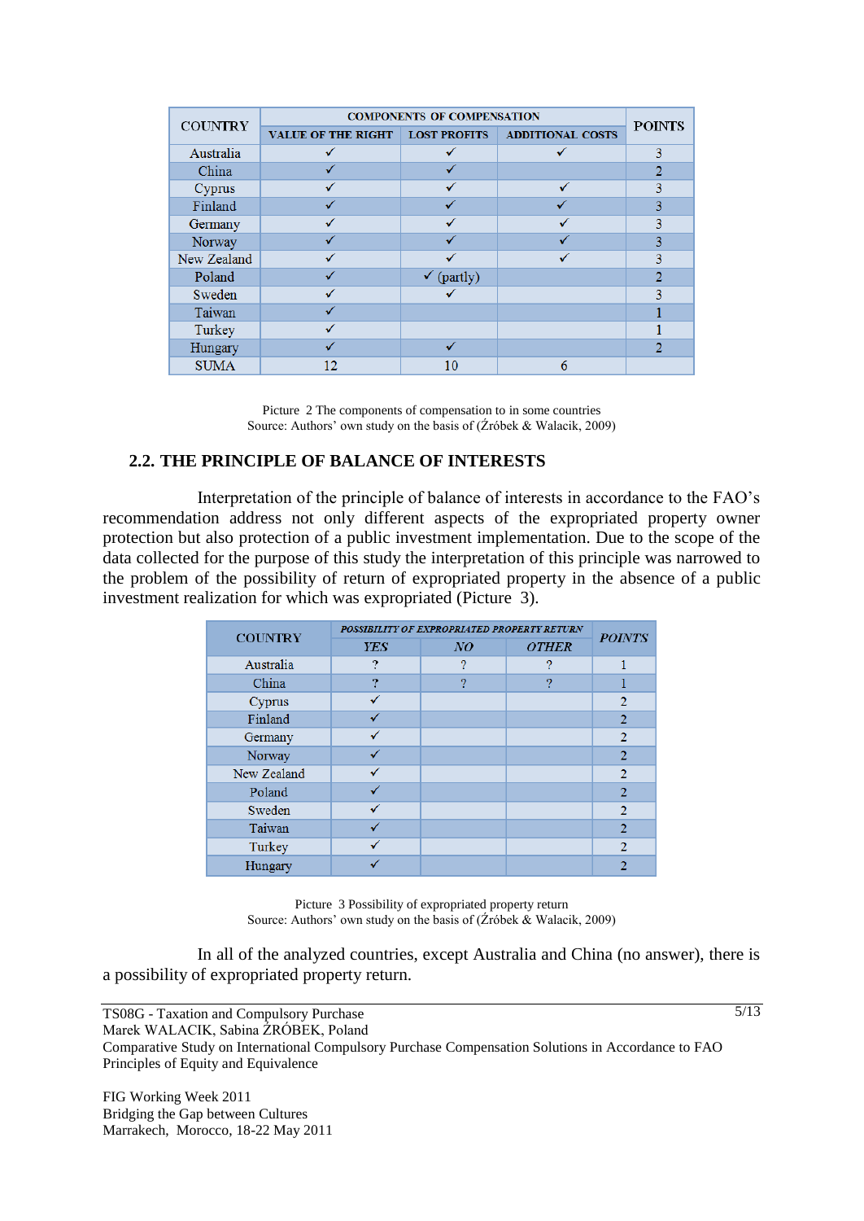| COUNTRY | COMPONENTS OF COMPENSATION | | | POINTS |
|---|---|---|---|---|
| | VALUE OF THE RIGHT | LOST PROFITS | ADDITIONAL COSTS | |
| Australia | ✓ | ✓ | ✓ | 3 |
| China | ✓ | ✓ | | 2 |
| Cyprus | ✓ | ✓ | ✓ | 3 |
| Finland | ✓ | ✓ | ✓ | 3 |
| Germany | ✓ | ✓ | ✓ | 3 |
| Norway | ✓ | ✓ | ✓ | 3 |
| New Zealand | ✓ | ✓ | ✓ | 3 |
| Poland | ✓ | ✓ (partly) | | 2 |
| Sweden | ✓ | ✓ | | 3 |
| Taiwan | ✓ | | | 1 |
| Turkey | ✓ | | | 1 |
| Hungary | ✓ | ✓ | | 2 |
| SUMA | 12 | 10 | 6 | |

Picture 2 The components of compensation to in some countries
Source: Authors' own study on the basis of (Źróbek & Walacik, 2009)

## 2.2. THE PRINCIPLE OF BALANCE OF INTERESTS

Interpretation of the principle of balance of interests in accordance to the FAO's recommendation address not only different aspects of the expropriated property owner protection but also protection of a public investment implementation. Due to the scope of the data collected for the purpose of this study the interpretation of this principle was narrowed to the problem of the possibility of return of expropriated property in the absence of a public investment realization for which was expropriated (Picture 3).

| COUNTRY | *POSSIBILITY OF EXPROPRIATED PROPERTY RETURN* | | | *POINTS* |
|---|---|---|---|---|
| | *YES* | *NO* | *OTHER* | |
| Australia | ? | ? | ? | 1 |
| China | ? | ? | ? | 1 |
| Cyprus | ✓ | | | 2 |
| Finland | ✓ | | | 2 |
| Germany | ✓ | | | 2 |
| Norway | ✓ | | | 2 |
| New Zealand | ✓ | | | 2 |
| Poland | ✓ | | | 2 |
| Sweden | ✓ | | | 2 |
| Taiwan | ✓ | | | 2 |
| Turkey | ✓ | | | 2 |
| Hungary | ✓ | | | 2 |

Picture 3 Possibility of expropriated property return
Source: Authors' own study on the basis of (Źróbek & Walacik, 2009)

In all of the analyzed countries, except Australia and China (no answer), there is a possibility of expropriated property return.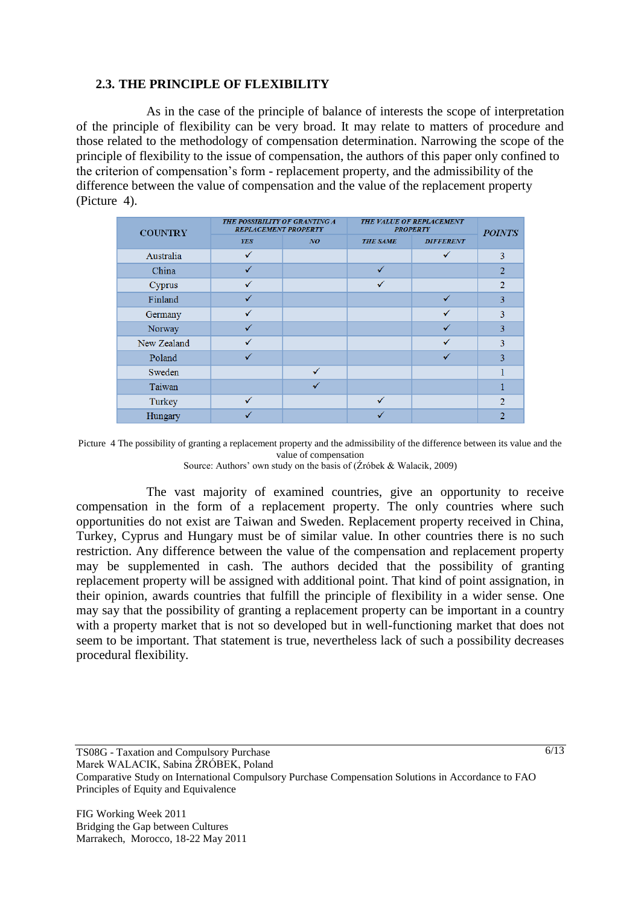### 2.3. THE PRINCIPLE OF FLEXIBILITY

As in the case of the principle of balance of interests the scope of interpretation of the principle of flexibility can be very broad. It may relate to matters of procedure and those related to the methodology of compensation determination. Narrowing the scope of the principle of flexibility to the issue of compensation, the authors of this paper only confined to the criterion of compensation's form - replacement property, and the admissibility of the difference between the value of compensation and the value of the replacement property (Picture 4).

| COUNTRY | THE POSSIBILITY OF GRANTING A REPLACEMENT PROPERTY | | THE VALUE OF REPLACEMENT PROPERTY | | POINTS |
|---|---|---|---|---|---|
| | YES | NO | THE SAME | DIFFERENT | |
| Australia | ✓ | | | ✓ | 3 |
| China | ✓ | | ✓ | | 2 |
| Cyprus | ✓ | | ✓ | | 2 |
| Finland | ✓ | | | ✓ | 3 |
| Germany | ✓ | | | ✓ | 3 |
| Norway | ✓ | | | ✓ | 3 |
| New Zealand | ✓ | | | ✓ | 3 |
| Poland | ✓ | | | ✓ | 3 |
| Sweden | | ✓ | | | 1 |
| Taiwan | | ✓ | | | 1 |
| Turkey | ✓ | | ✓ | | 2 |
| Hungary | ✓ | | ✓ | | 2 |

Picture 4 The possibility of granting a replacement property and the admissibility of the difference between its value and the value of compensation
Source: Authors' own study on the basis of (Źróbek & Walacik, 2009)

The vast majority of examined countries, give an opportunity to receive compensation in the form of a replacement property. The only countries where such opportunities do not exist are Taiwan and Sweden. Replacement property received in China, Turkey, Cyprus and Hungary must be of similar value. In other countries there is no such restriction. Any difference between the value of the compensation and replacement property may be supplemented in cash. The authors decided that the possibility of granting replacement property will be assigned with additional point. That kind of point assignation, in their opinion, awards countries that fulfill the principle of flexibility in a wider sense. One may say that the possibility of granting a replacement property can be important in a country with a property market that is not so developed but in well-functioning market that does not seem to be important. That statement is true, nevertheless lack of such a possibility decreases procedural flexibility.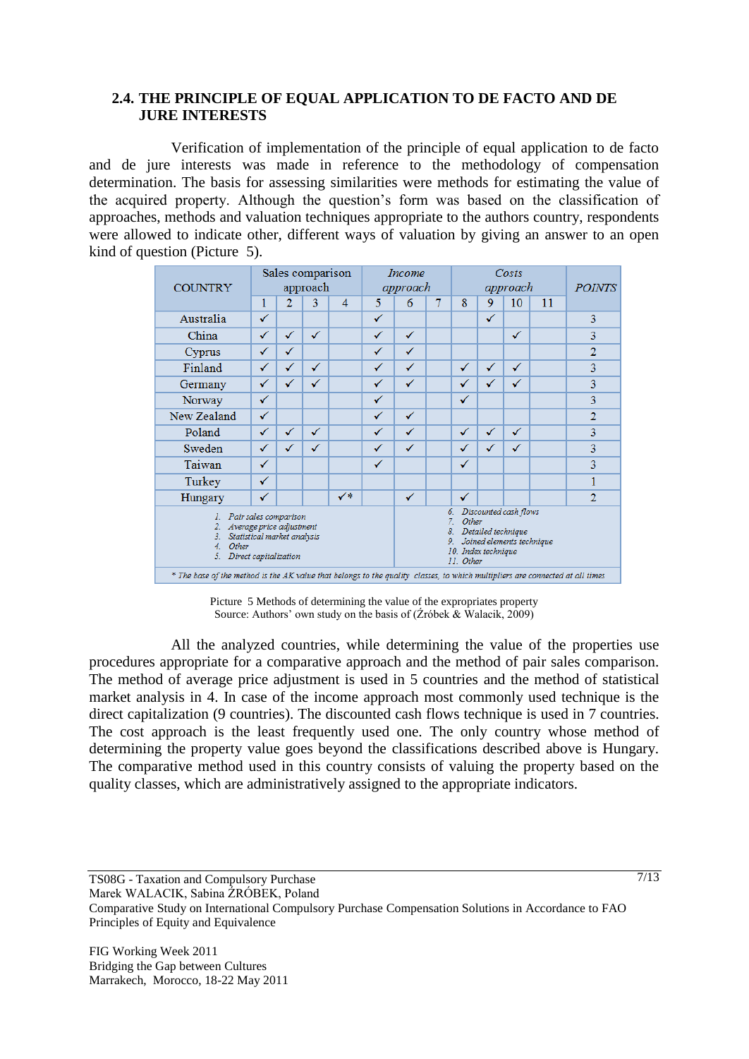## 2.4. THE PRINCIPLE OF EQUAL APPLICATION TO DE FACTO AND DE JURE INTERESTS

Verification of implementation of the principle of equal application to de facto and de jure interests was made in reference to the methodology of compensation determination. The basis for assessing similarities were methods for estimating the value of the acquired property. Although the question's form was based on the classification of approaches, methods and valuation techniques appropriate to the authors country, respondents were allowed to indicate other, different ways of valuation by giving an answer to an open kind of question (Picture 5).

| COUNTRY | Sales comparison approach | | | | *Income approach* | | | *Costs approach* | | | | *POINTS* |
|---|---|---|---|---|---|---|---|---|---|---|---|---|
| | 1 | 2 | 3 | 4 | 5 | 6 | 7 | 8 | 9 | 10 | 11 | |
| Australia | ✓ | | | | ✓ | | | | ✓ | | | 3 |
| China | ✓ | ✓ | ✓ | | ✓ | ✓ | | | | ✓ | | 3 |
| Cyprus | ✓ | ✓ | | | ✓ | ✓ | | | | | | 2 |
| Finland | ✓ | ✓ | ✓ | | ✓ | ✓ | | ✓ | ✓ | ✓ | | 3 |
| Germany | ✓ | ✓ | ✓ | | ✓ | ✓ | | ✓ | ✓ | ✓ | | 3 |
| Norway | ✓ | | | | ✓ | | | ✓ | | | | 3 |
| New Zealand | ✓ | | | | ✓ | ✓ | | | | | | 2 |
| Poland | ✓ | ✓ | ✓ | | ✓ | ✓ | | ✓ | ✓ | ✓ | | 3 |
| Sweden | ✓ | ✓ | ✓ | | ✓ | ✓ | | ✓ | ✓ | ✓ | | 3 |
| Taiwan | ✓ | | | | ✓ | | | ✓ | | | | 3 |
| Turkey | ✓ | | | | | | | | | | | 1 |
| Hungary | ✓ | | | ✓* | | ✓ | | ✓ | | | | 2 |

*1. Pair sales comparison*
*2. Average price adjustment*
*3. Statistical market analysis*
*4. Other*
*5. Direct capitalization*
*6. Discounted cash flows*
*7. Other*
*8. Detailed technique*
*9. Joined elements technique*
*10. Index technique*
*11. Other*

*\* The base of the method is the AK value that belongs to the quality classes, to which multipliers are connected at all times*

Picture 5 Methods of determining the value of the expropriates property
Source: Authors' own study on the basis of (Źróbek & Walacik, 2009)

All the analyzed countries, while determining the value of the properties use procedures appropriate for a comparative approach and the method of pair sales comparison. The method of average price adjustment is used in 5 countries and the method of statistical market analysis in 4. In case of the income approach most commonly used technique is the direct capitalization (9 countries). The discounted cash flows technique is used in 7 countries. The cost approach is the least frequently used one. The only country whose method of determining the property value goes beyond the classifications described above is Hungary. The comparative method used in this country consists of valuing the property based on the quality classes, which are administratively assigned to the appropriate indicators.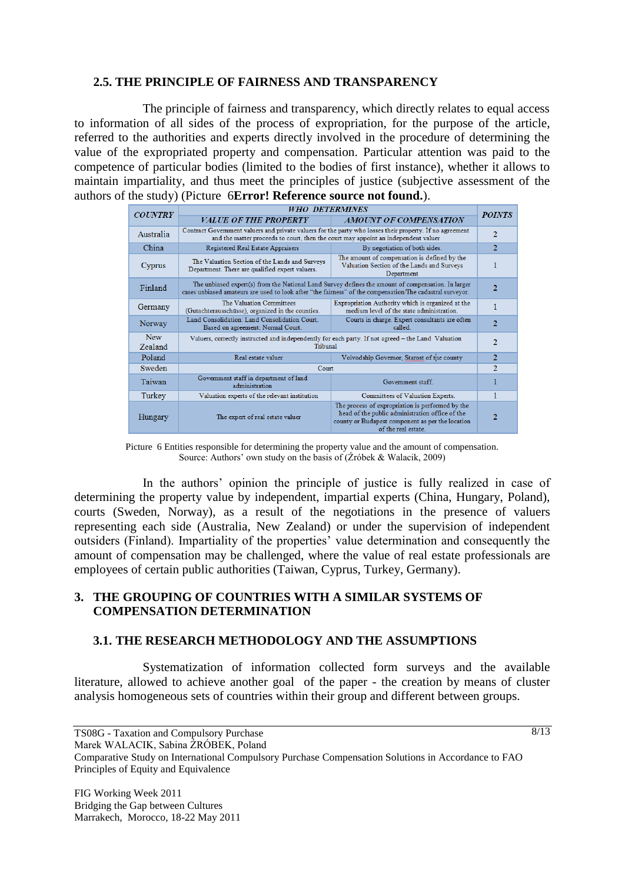### 2.5. THE PRINCIPLE OF FAIRNESS AND TRANSPARENCY

The principle of fairness and transparency, which directly relates to equal access to information of all sides of the process of expropriation, for the purpose of the article, referred to the authorities and experts directly involved in the procedure of determining the value of the expropriated property and compensation. Particular attention was paid to the competence of particular bodies (limited to the bodies of first instance), whether it allows to maintain impartiality, and thus meet the principles of justice (subjective assessment of the authors of the study) (Picture 6**Error! Reference source not found.**).

| COUNTRY | WHO DETERMINES | | POINTS |
|---|---|---|---|
| | VALUE OF THE PROPERTY | AMOUNT OF COMPENSATION | |
| Australia | Contract Government valuers and private valuers for the party who losses their property. If no agreement and the matter proceeds to court, then the court may appoint an independent valuer | | 2 |
| China | Registered Real Estate Appraisers | By negotiation of both sides. | 2 |
| Cyprus | The Valuation Section of the Lands and Surveys Department. There are qualified expert valuers. | The amount of compensation is defined by the Valuation Section of the Lands and Surveys Department | 1 |
| Finland | The unbiased expert(s) from the National Land Survey defines the amount of compensation. In larger cases unbiased amateurs are used to look after "the fairness" of the compensation/The cadastral surveyor. | | 2 |
| Germany | The Valuation Committees (Gutachterausschüsse), organized in the counties. | Expropriation Authority which is organized at the medium level of the state administration. | 1 |
| Norway | Land Consolidation: Land Consolidation Court. Based on agreement: Normal Court. | Courts in charge. Expert consultants are often called. | 2 |
| New Zealand | Valuers, correctly instructed and independently for each party. If not agreed – the Land Valuation Tribunal | | 2 |
| Poland | Real estate valuer | Voivodship Governor, Starost of the county | 2 |
| Sweden | Court | | 2 |
| Taiwan | Government staff in department of land administration | Government staff. | 1 |
| Turkey | Valuation experts of the relevant institution | Committees of Valuation Experts. | 1 |
| Hungary | The expert of real estate valuer | The process of expropriation is performed by the head of the public administration office of the county or Budapest component as per the location of the real estate. | 2 |

Picture 6 Entities responsible for determining the property value and the amount of compensation.
Source: Authors' own study on the basis of (Źróbek & Walacik, 2009)

In the authors' opinion the principle of justice is fully realized in case of determining the property value by independent, impartial experts (China, Hungary, Poland), courts (Sweden, Norway), as a result of the negotiations in the presence of valuers representing each side (Australia, New Zealand) or under the supervision of independent outsiders (Finland). Impartiality of the properties' value determination and consequently the amount of compensation may be challenged, where the value of real estate professionals are employees of certain public authorities (Taiwan, Cyprus, Turkey, Germany).

## 3. THE GROUPING OF COUNTRIES WITH A SIMILAR SYSTEMS OF COMPENSATION DETERMINATION

### 3.1. THE RESEARCH METHODOLOGY AND THE ASSUMPTIONS

Systematization of information collected form surveys and the available literature, allowed to achieve another goal of the paper - the creation by means of cluster analysis homogeneous sets of countries within their group and different between groups.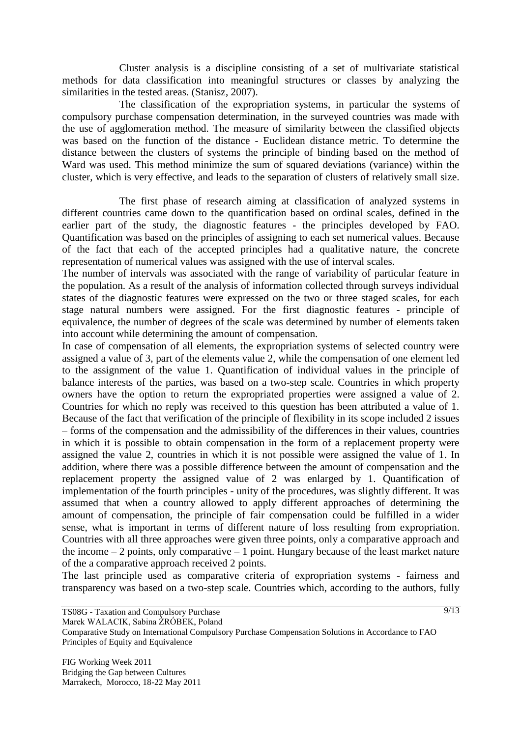Cluster analysis is a discipline consisting of a set of multivariate statistical methods for data classification into meaningful structures or classes by analyzing the similarities in the tested areas. (Stanisz, 2007).

The classification of the expropriation systems, in particular the systems of compulsory purchase compensation determination, in the surveyed countries was made with the use of agglomeration method. The measure of similarity between the classified objects was based on the function of the distance - Euclidean distance metric. To determine the distance between the clusters of systems the principle of binding based on the method of Ward was used. This method minimize the sum of squared deviations (variance) within the cluster, which is very effective, and leads to the separation of clusters of relatively small size.

The first phase of research aiming at classification of analyzed systems in different countries came down to the quantification based on ordinal scales, defined in the earlier part of the study, the diagnostic features - the principles developed by FAO. Quantification was based on the principles of assigning to each set numerical values. Because of the fact that each of the accepted principles had a qualitative nature, the concrete representation of numerical values was assigned with the use of interval scales.

The number of intervals was associated with the range of variability of particular feature in the population. As a result of the analysis of information collected through surveys individual states of the diagnostic features were expressed on the two or three staged scales, for each stage natural numbers were assigned. For the first diagnostic features - principle of equivalence, the number of degrees of the scale was determined by number of elements taken into account while determining the amount of compensation.

In case of compensation of all elements, the expropriation systems of selected country were assigned a value of 3, part of the elements value 2, while the compensation of one element led to the assignment of the value 1. Quantification of individual values in the principle of balance interests of the parties, was based on a two-step scale. Countries in which property owners have the option to return the expropriated properties were assigned a value of 2. Countries for which no reply was received to this question has been attributed a value of 1. Because of the fact that verification of the principle of flexibility in its scope included 2 issues – forms of the compensation and the admissibility of the differences in their values, countries in which it is possible to obtain compensation in the form of a replacement property were assigned the value 2, countries in which it is not possible were assigned the value of 1. In addition, where there was a possible difference between the amount of compensation and the replacement property the assigned value of 2 was enlarged by 1. Quantification of implementation of the fourth principles - unity of the procedures, was slightly different. It was assumed that when a country allowed to apply different approaches of determining the amount of compensation, the principle of fair compensation could be fulfilled in a wider sense, what is important in terms of different nature of loss resulting from expropriation. Countries with all three approaches were given three points, only a comparative approach and the income – 2 points, only comparative – 1 point. Hungary because of the least market nature of the a comparative approach received 2 points.

The last principle used as comparative criteria of expropriation systems - fairness and transparency was based on a two-step scale. Countries which, according to the authors, fully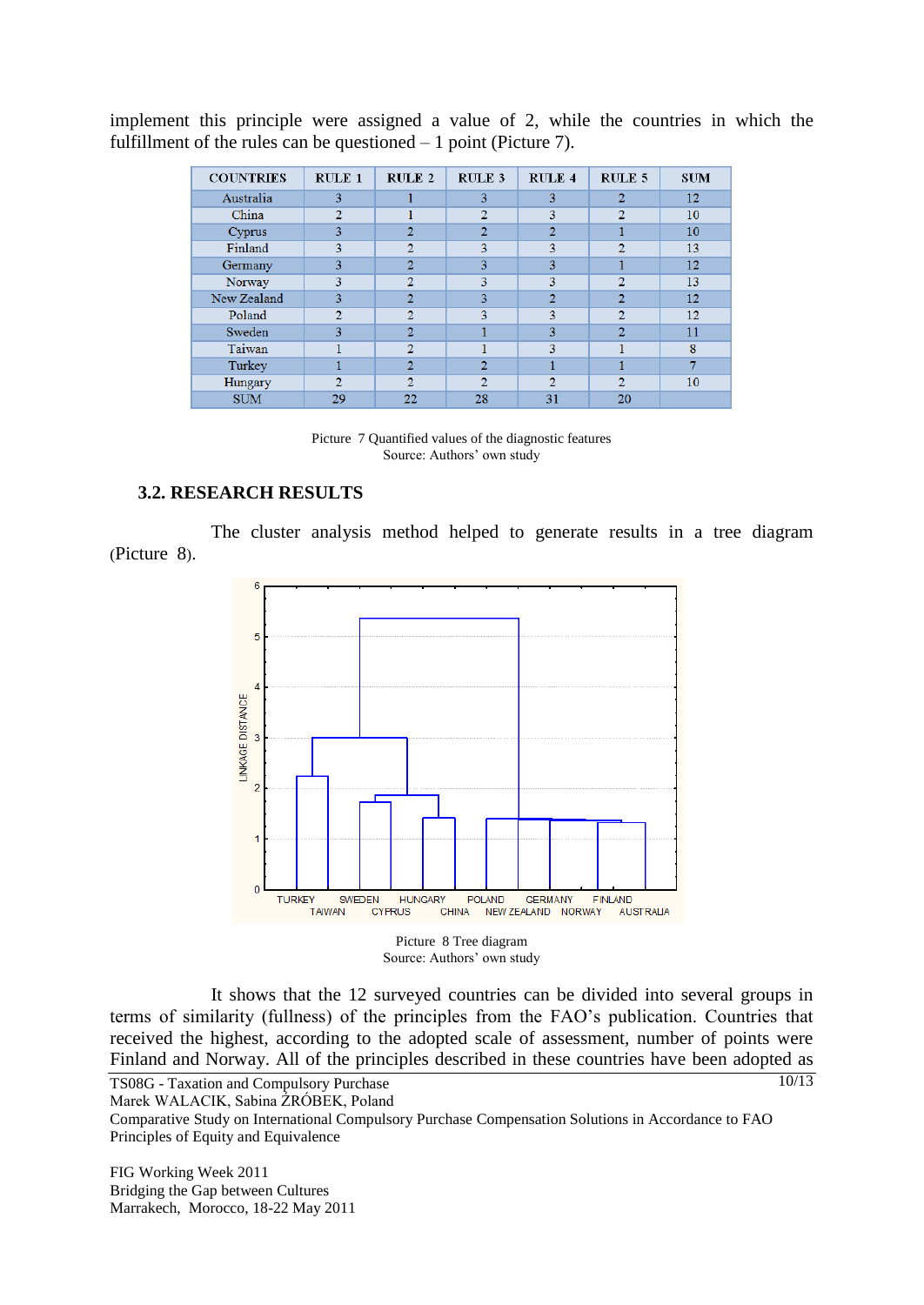implement this principle were assigned a value of 2, while the countries in which the fulfillment of the rules can be questioned – 1 point (Picture 7).

| COUNTRIES | RULE 1 | RULE 2 | RULE 3 | RULE 4 | RULE 5 | SUM |
|---|---|---|---|---|---|---|
| Australia | 3 | 1 | 3 | 3 | 2 | 12 |
| China | 2 | 1 | 2 | 3 | 2 | 10 |
| Cyprus | 3 | 2 | 2 | 2 | 1 | 10 |
| Finland | 3 | 2 | 3 | 3 | 2 | 13 |
| Germany | 3 | 2 | 3 | 3 | 1 | 12 |
| Norway | 3 | 2 | 3 | 3 | 2 | 13 |
| New Zealand | 3 | 2 | 3 | 2 | 2 | 12 |
| Poland | 2 | 2 | 3 | 3 | 2 | 12 |
| Sweden | 3 | 2 | 1 | 3 | 2 | 11 |
| Taiwan | 1 | 2 | 1 | 3 | 1 | 8 |
| Turkey | 1 | 2 | 2 | 1 | 1 | 7 |
| Hungary | 2 | 2 | 2 | 2 | 2 | 10 |
| SUM | 29 | 22 | 28 | 31 | 20 | |

Picture 7 Quantified values of the diagnostic features
Source: Authors' own study

### 3.2. RESEARCH RESULTS

The cluster analysis method helped to generate results in a tree diagram (Picture 8).

Picture 8 Tree diagram
Source: Authors' own study

It shows that the 12 surveyed countries can be divided into several groups in terms of similarity (fullness) of the principles from the FAO's publication. Countries that received the highest, according to the adopted scale of assessment, number of points were Finland and Norway. All of the principles described in these countries have been adopted as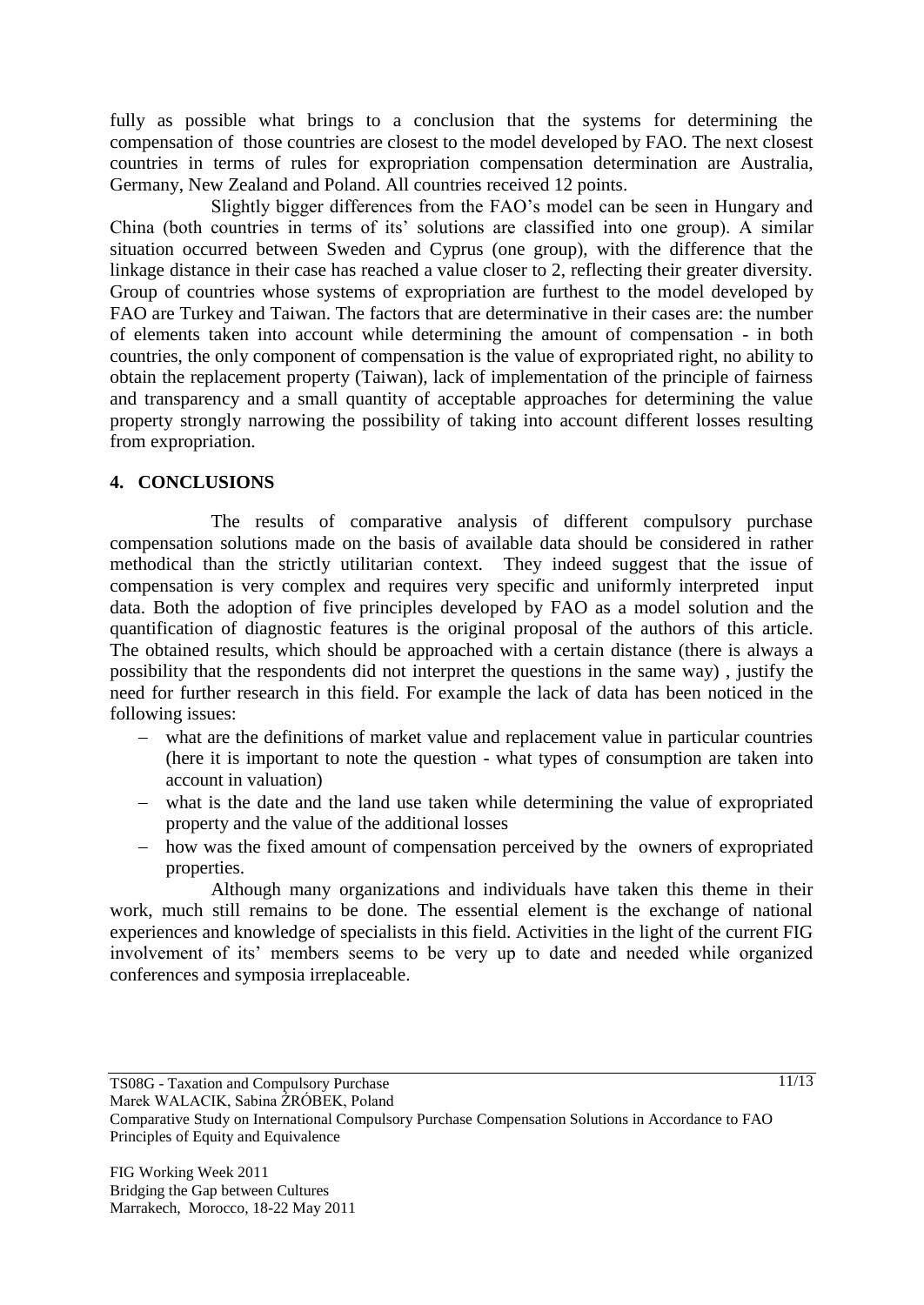fully as possible what brings to a conclusion that the systems for determining the compensation of those countries are closest to the model developed by FAO. The next closest countries in terms of rules for expropriation compensation determination are Australia, Germany, New Zealand and Poland. All countries received 12 points.

Slightly bigger differences from the FAO's model can be seen in Hungary and China (both countries in terms of its' solutions are classified into one group). A similar situation occurred between Sweden and Cyprus (one group), with the difference that the linkage distance in their case has reached a value closer to 2, reflecting their greater diversity. Group of countries whose systems of expropriation are furthest to the model developed by FAO are Turkey and Taiwan. The factors that are determinative in their cases are: the number of elements taken into account while determining the amount of compensation - in both countries, the only component of compensation is the value of expropriated right, no ability to obtain the replacement property (Taiwan), lack of implementation of the principle of fairness and transparency and a small quantity of acceptable approaches for determining the value property strongly narrowing the possibility of taking into account different losses resulting from expropriation.

## 4. CONCLUSIONS

The results of comparative analysis of different compulsory purchase compensation solutions made on the basis of available data should be considered in rather methodical than the strictly utilitarian context. They indeed suggest that the issue of compensation is very complex and requires very specific and uniformly interpreted input data. Both the adoption of five principles developed by FAO as a model solution and the quantification of diagnostic features is the original proposal of the authors of this article. The obtained results, which should be approached with a certain distance (there is always a possibility that the respondents did not interpret the questions in the same way) , justify the need for further research in this field. For example the lack of data has been noticed in the following issues:

- what are the definitions of market value and replacement value in particular countries (here it is important to note the question - what types of consumption are taken into account in valuation)
- what is the date and the land use taken while determining the value of expropriated property and the value of the additional losses
- how was the fixed amount of compensation perceived by the owners of expropriated properties.

Although many organizations and individuals have taken this theme in their work, much still remains to be done. The essential element is the exchange of national experiences and knowledge of specialists in this field. Activities in the light of the current FIG involvement of its' members seems to be very up to date and needed while organized conferences and symposia irreplaceable.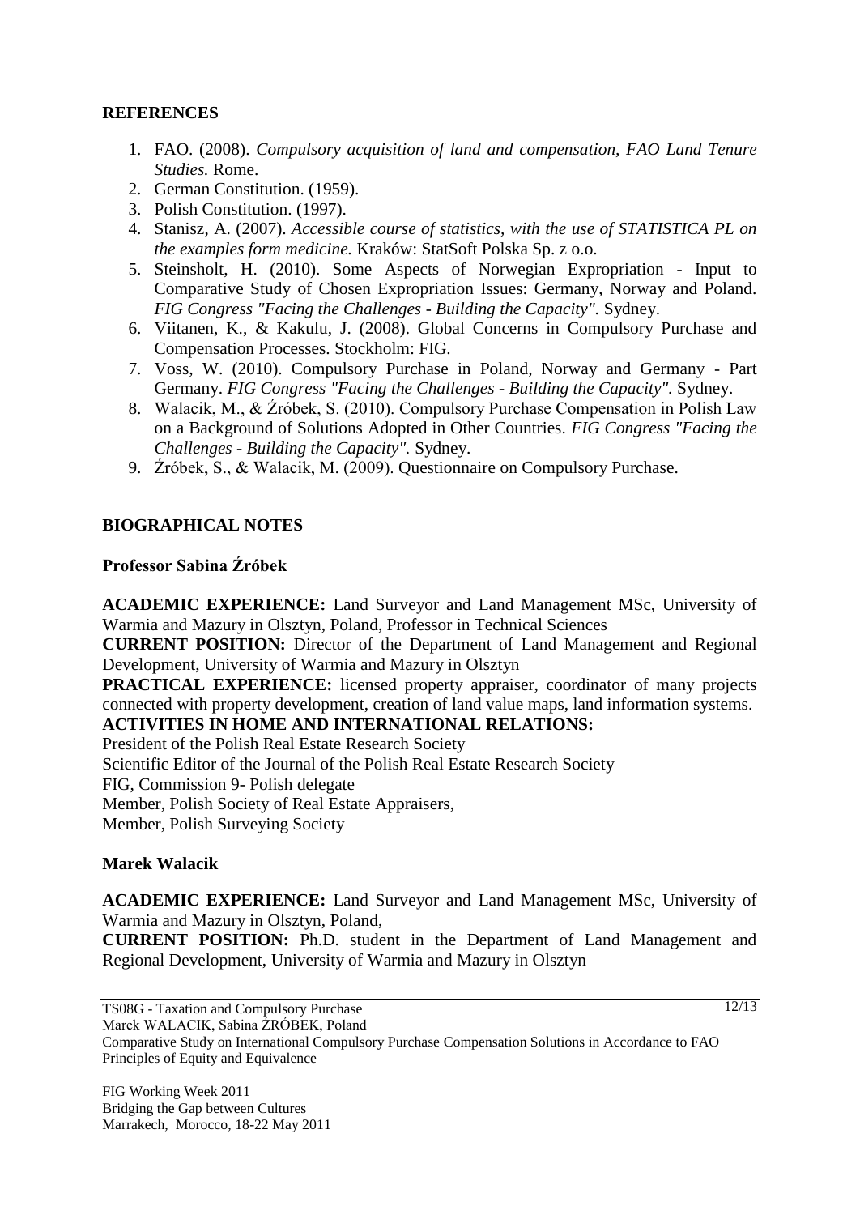## REFERENCES

1. FAO. (2008). *Compulsory acquisition of land and compensation, FAO Land Tenure Studies.* Rome.
2. German Constitution. (1959).
3. Polish Constitution. (1997).
4. Stanisz, A. (2007). *Accessible course of statistics, with the use of STATISTICA PL on the examples form medicine.* Kraków: StatSoft Polska Sp. z o.o.
5. Steinsholt, H. (2010). Some Aspects of Norwegian Expropriation - Input to Comparative Study of Chosen Expropriation Issues: Germany, Norway and Poland. *FIG Congress "Facing the Challenges - Building the Capacity".* Sydney.
6. Viitanen, K., & Kakulu, J. (2008). Global Concerns in Compulsory Purchase and Compensation Processes. Stockholm: FIG.
7. Voss, W. (2010). Compulsory Purchase in Poland, Norway and Germany - Part Germany. *FIG Congress "Facing the Challenges - Building the Capacity".* Sydney.
8. Walacik, M., & Źróbek, S. (2010). Compulsory Purchase Compensation in Polish Law on a Background of Solutions Adopted in Other Countries. *FIG Congress "Facing the Challenges - Building the Capacity".* Sydney.
9. Źróbek, S., & Walacik, M. (2009). Questionnaire on Compulsory Purchase.

## BIOGRAPHICAL NOTES

### Professor Sabina Źróbek

**ACADEMIC EXPERIENCE:** Land Surveyor and Land Management MSc, University of Warmia and Mazury in Olsztyn, Poland, Professor in Technical Sciences

**CURRENT POSITION:** Director of the Department of Land Management and Regional Development, University of Warmia and Mazury in Olsztyn

**PRACTICAL EXPERIENCE:** licensed property appraiser, coordinator of many projects connected with property development, creation of land value maps, land information systems.

**ACTIVITIES IN HOME AND INTERNATIONAL RELATIONS:**

President of the Polish Real Estate Research Society
Scientific Editor of the Journal of the Polish Real Estate Research Society
FIG, Commission 9- Polish delegate
Member, Polish Society of Real Estate Appraisers,
Member, Polish Surveying Society

### Marek Walacik

**ACADEMIC EXPERIENCE:** Land Surveyor and Land Management MSc, University of Warmia and Mazury in Olsztyn, Poland,

**CURRENT POSITION:** Ph.D. student in the Department of Land Management and Regional Development, University of Warmia and Mazury in Olsztyn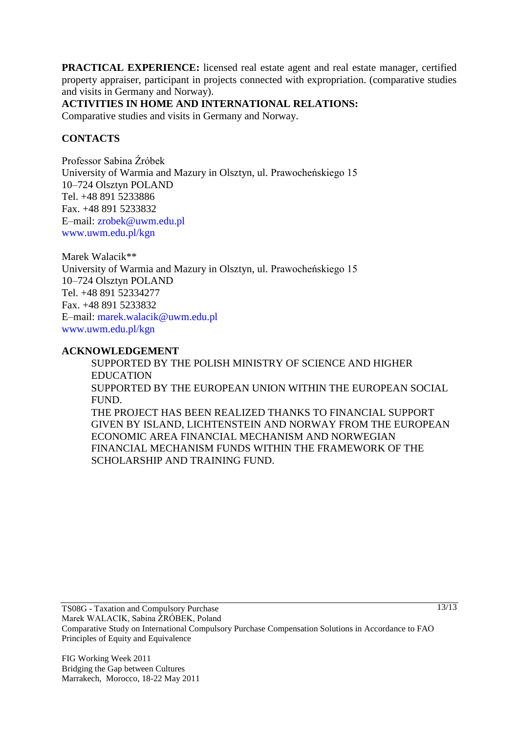**PRACTICAL EXPERIENCE:** licensed real estate agent and real estate manager, certified property appraiser, participant in projects connected with expropriation. (comparative studies and visits in Germany and Norway).

**ACTIVITIES IN HOME AND INTERNATIONAL RELATIONS:**
Comparative studies and visits in Germany and Norway.

## CONTACTS

Professor Sabina Źróbek
University of Warmia and Mazury in Olsztyn, ul. Prawocheńskiego 15
10–724 Olsztyn POLAND
Tel. +48 891 5233886
Fax. +48 891 5233832
E–mail: zrobek@uwm.edu.pl
www.uwm.edu.pl/kgn

Marek Walacik**
University of Warmia and Mazury in Olsztyn, ul. Prawocheńskiego 15
10–724 Olsztyn POLAND
Tel. +48 891 52334277
Fax. +48 891 5233832
E–mail: marek.walacik@uwm.edu.pl
www.uwm.edu.pl/kgn

## ACKNOWLEDGEMENT

SUPPORTED BY THE POLISH MINISTRY OF SCIENCE AND HIGHER EDUCATION
SUPPORTED BY THE EUROPEAN UNION WITHIN THE EUROPEAN SOCIAL FUND.
THE PROJECT HAS BEEN REALIZED THANKS TO FINANCIAL SUPPORT GIVEN BY ISLAND, LICHTENSTEIN AND NORWAY FROM THE EUROPEAN ECONOMIC AREA FINANCIAL MECHANISM AND NORWEGIAN FINANCIAL MECHANISM FUNDS WITHIN THE FRAMEWORK OF THE SCHOLARSHIP AND TRAINING FUND.